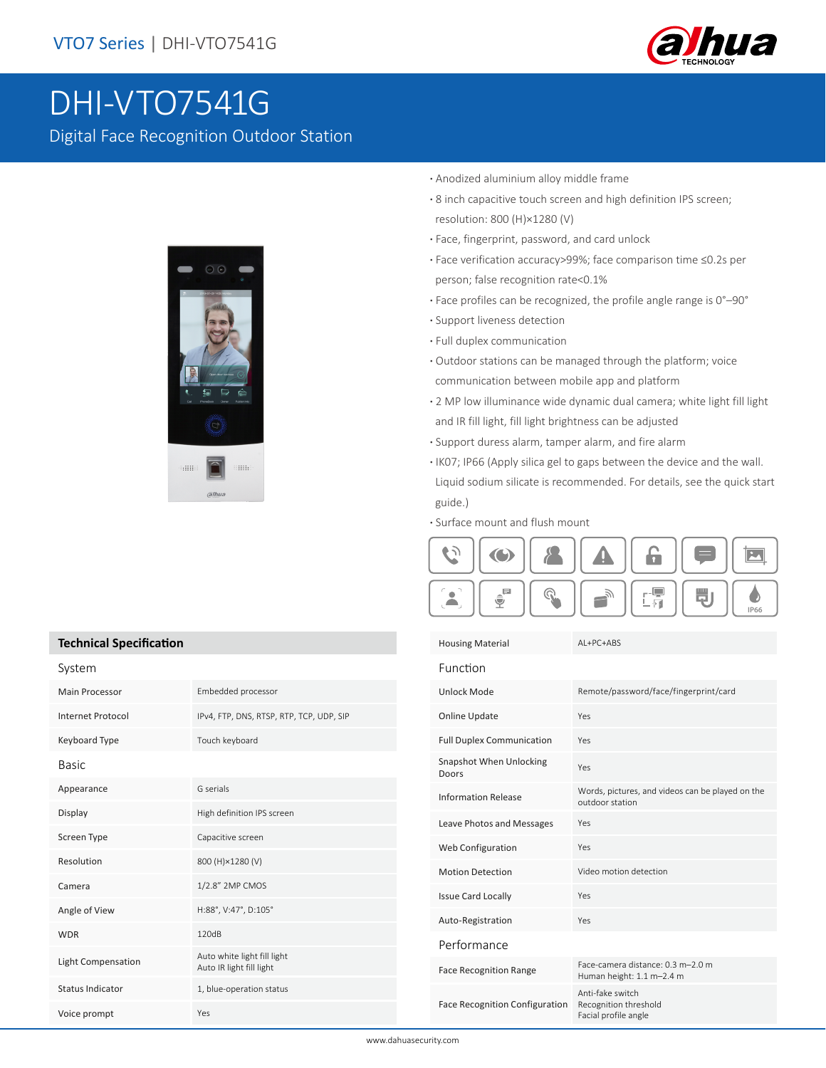VTO7 Series | DHI-VTO7541G

# DHI-VTO7541G

Digital Face Recognition Outdoor Station

- Anodized aluminium alloy middle frame
- 8 inch capacitive touch screen and high definition IPS screen; resolution: 800 (H)×1280 (V)
- Face, fingerprint, password, and card unlock
- Face verification accuracy>99%; face comparison time ≤0.2s per person; false recognition rate<0.1%
- Face profiles can be recognized, the profile angle range is 0°–90°
- Support liveness detection
- Full duplex communication
- Outdoor stations can be managed through the platform; voice communication between mobile app and platform
- 2 MP low illuminance wide dynamic dual camera; white light fill light and IR fill light, fill light brightness can be adjusted
- Support duress alarm, tamper alarm, and fire alarm
- IK07; IP66 (Apply silica gel to gaps between the device and the wall. Liquid sodium silicate is recommended. For details, see the quick start guide.)
- Surface mount and flush mount

## Technical Specification

| | |
|---|---|
| **System** | |
| Main Processor | Embedded processor |
| Internet Protocol | IPv4, FTP, DNS, RTSP, RTP, TCP, UDP, SIP |
| Keyboard Type | Touch keyboard |
| **Basic** | |
| Appearance | G serials |
| Display | High definition IPS screen |
| Screen Type | Capacitive screen |
| Resolution | 800 (H)×1280 (V) |
| Camera | 1/2.8" 2MP CMOS |
| Angle of View | H:88°, V:47°, D:105° |
| WDR | 120dB |
| Light Compensation | Auto white light fill light<br>Auto IR light fill light |
| Status Indicator | 1, blue-operation status |
| Voice prompt | Yes |
| Housing Material | AL+PC+ABS |
| **Function** | |
| Unlock Mode | Remote/password/face/fingerprint/card |
| Online Update | Yes |
| Full Duplex Communication | Yes |
| Snapshot When Unlocking Doors | Yes |
| Information Release | Words, pictures, and videos can be played on the outdoor station |
| Leave Photos and Messages | Yes |
| Web Configuration | Yes |
| Motion Detection | Video motion detection |
| Issue Card Locally | Yes |
| Auto-Registration | Yes |
| **Performance** | |
| Face Recognition Range | Face-camera distance: 0.3 m–2.0 m<br>Human height: 1.1 m–2.4 m |
| Face Recognition Configuration | Anti-fake switch<br>Recognition threshold<br>Facial profile angle |

www.dahuasecurity.com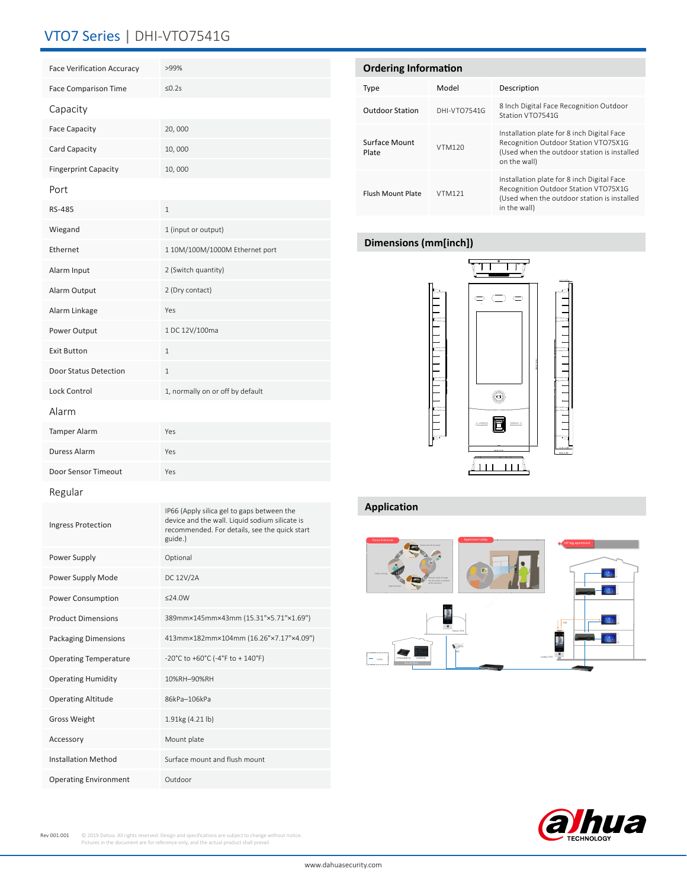# VTO7 Series | DHI-VTO7541G

| | |
|---|---|
| Face Verification Accuracy | >99% |
| Face Comparison Time | ≤0.2s |
| **Capacity** | |
| Face Capacity | 20, 000 |
| Card Capacity | 10, 000 |
| Fingerprint Capacity | 10, 000 |
| **Port** | |
| RS-485 | 1 |
| Wiegand | 1 (input or output) |
| Ethernet | 1 10M/100M/1000M Ethernet port |
| Alarm Input | 2 (Switch quantity) |
| Alarm Output | 2 (Dry contact) |
| Alarm Linkage | Yes |
| Power Output | 1 DC 12V/100ma |
| Exit Button | 1 |
| Door Status Detection | 1 |
| Lock Control | 1, normally on or off by default |
| **Alarm** | |
| Tamper Alarm | Yes |
| Duress Alarm | Yes |
| Door Sensor Timeout | Yes |
| **Regular** | |
| Ingress Protection | IP66 (Apply silica gel to gaps between the device and the wall. Liquid sodium silicate is recommended. For details, see the quick start guide.) |
| Power Supply | Optional |
| Power Supply Mode | DC 12V/2A |
| Power Consumption | ≤24.0W |
| Product Dimensions | 389mm×145mm×43mm (15.31"×5.71"×1.69") |
| Packaging Dimensions | 413mm×182mm×104mm (16.26"×7.17"×4.09") |
| Operating Temperature | -20°C to +60°C (-4°F to + 140°F) |
| Operating Humidity | 10%RH–90%RH |
| Operating Altitude | 86kPa–106kPa |
| Gross Weight | 1.91kg (4.21 lb) |
| Accessory | Mount plate |
| Installation Method | Surface mount and flush mount |
| Operating Environment | Outdoor |

## Ordering Information

| Type | Model | Description |
|---|---|---|
| Outdoor Station | DHI-VTO7541G | 8 Inch Digital Face Recognition Outdoor Station VTO7541G |
| Surface Mount Plate | VTM120 | Installation plate for 8 inch Digital Face Recognition Outdoor Station VTO75X1G (Used when the outdoor station is installed on the wall) |
| Flush Mount Plate | VTM121 | Installation plate for 8 inch Digital Face Recognition Outdoor Station VTO75X1G (Used when the outdoor station is installed in the wall) |

## Dimensions (mm[inch])

## Application

Rev 001.001 © 2019 Dahua. All rights reserved. Design and specifications are subject to change without notice. Pictures in the document are for reference only, and the actual product shall prevail.

www.dahuasecurity.com